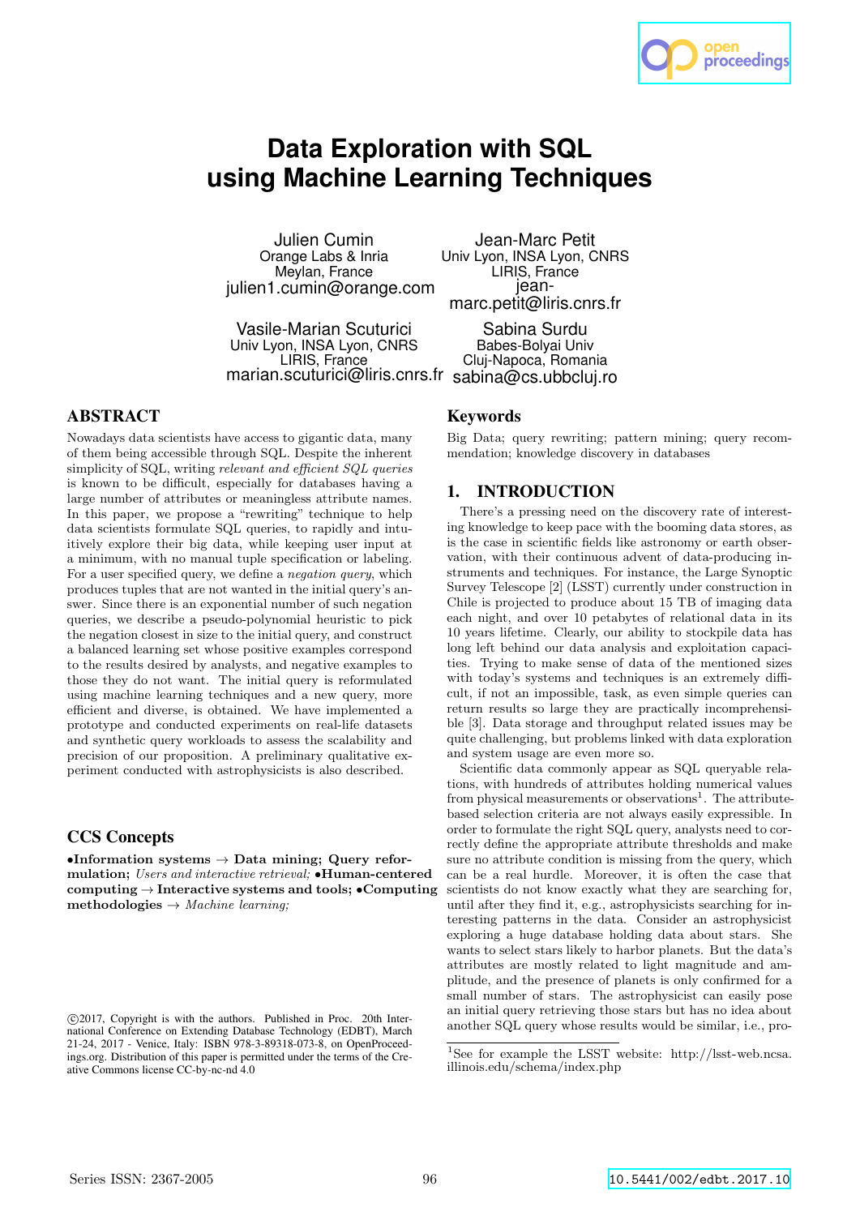# Data Exploration with SQL using Machine Learning Techniques

Julien Cumin
Orange Labs & Inria
Meylan, France
julien1.cumin@orange.com

Jean-Marc Petit
Univ Lyon, INSA Lyon, CNRS
LIRIS, France
jean-marc.petit@liris.cnrs.fr

Vasile-Marian Scuturici
Univ Lyon, INSA Lyon, CNRS
LIRIS, France
marian.scuturici@liris.cnrs.fr

Sabina Surdu
Babes-Bolyai Univ
Cluj-Napoca, Romania
sabina@cs.ubbcluj.ro

## ABSTRACT

Nowadays data scientists have access to gigantic data, many of them being accessible through SQL. Despite the inherent simplicity of SQL, writing *relevant and efficient SQL queries* is known to be difficult, especially for databases having a large number of attributes or meaningless attribute names. In this paper, we propose a "rewriting" technique to help data scientists formulate SQL queries, to rapidly and intuitively explore their big data, while keeping user input at a minimum, with no manual tuple specification or labeling. For a user specified query, we define a *negation query*, which produces tuples that are not wanted in the initial query's answer. Since there is an exponential number of such negation queries, we describe a pseudo-polynomial heuristic to pick the negation closest in size to the initial query, and construct a balanced learning set whose positive examples correspond to the results desired by analysts, and negative examples to those they do not want. The initial query is reformulated using machine learning techniques and a new query, more efficient and diverse, is obtained. We have implemented a prototype and conducted experiments on real-life datasets and synthetic query workloads to assess the scalability and precision of our proposition. A preliminary qualitative experiment conducted with astrophysicists is also described.

## CCS Concepts

**•Information systems → Data mining; Query reformulation;** *Users and interactive retrieval;* **•Human-centered computing → Interactive systems and tools; •Computing methodologies →** *Machine learning;*

©2017, Copyright is with the authors. Published in Proc. 20th International Conference on Extending Database Technology (EDBT), March 21-24, 2017 - Venice, Italy: ISBN 978-3-89318-073-8, on OpenProceedings.org. Distribution of this paper is permitted under the terms of the Creative Commons license CC-by-nc-nd 4.0

## Keywords

Big Data; query rewriting; pattern mining; query recommendation; knowledge discovery in databases

## 1. INTRODUCTION

There's a pressing need on the discovery rate of interesting knowledge to keep pace with the booming data stores, as is the case in scientific fields like astronomy or earth observation, with their continuous advent of data-producing instruments and techniques. For instance, the Large Synoptic Survey Telescope [2] (LSST) currently under construction in Chile is projected to produce about 15 TB of imaging data each night, and over 10 petabytes of relational data in its 10 years lifetime. Clearly, our ability to stockpile data has long left behind our data analysis and exploitation capacities. Trying to make sense of data of the mentioned sizes with today's systems and techniques is an extremely difficult, if not an impossible, task, as even simple queries can return results so large they are practically incomprehensible [3]. Data storage and throughput related issues may be quite challenging, but problems linked with data exploration and system usage are even more so.

Scientific data commonly appear as SQL queryable relations, with hundreds of attributes holding numerical values from physical measurements or observations[1]. The attribute-based selection criteria are not always easily expressible. In order to formulate the right SQL query, analysts need to correctly define the appropriate attribute thresholds and make sure no attribute condition is missing from the query, which can be a real hurdle. Moreover, it is often the case that scientists do not know exactly what they are searching for, until after they find it, e.g., astrophysicists searching for interesting patterns in the data. Consider an astrophysicist exploring a huge database holding data about stars. She wants to select stars likely to harbor planets. But the data's attributes are mostly related to light magnitude and amplitude, and the presence of planets is only confirmed for a small number of stars. The astrophysicist can easily pose an initial query retrieving those stars but has no idea about another SQL query whose results would be similar, i.e., pro-

[1] See for example the LSST website: http://lsst-web.ncsa.illinois.edu/schema/index.php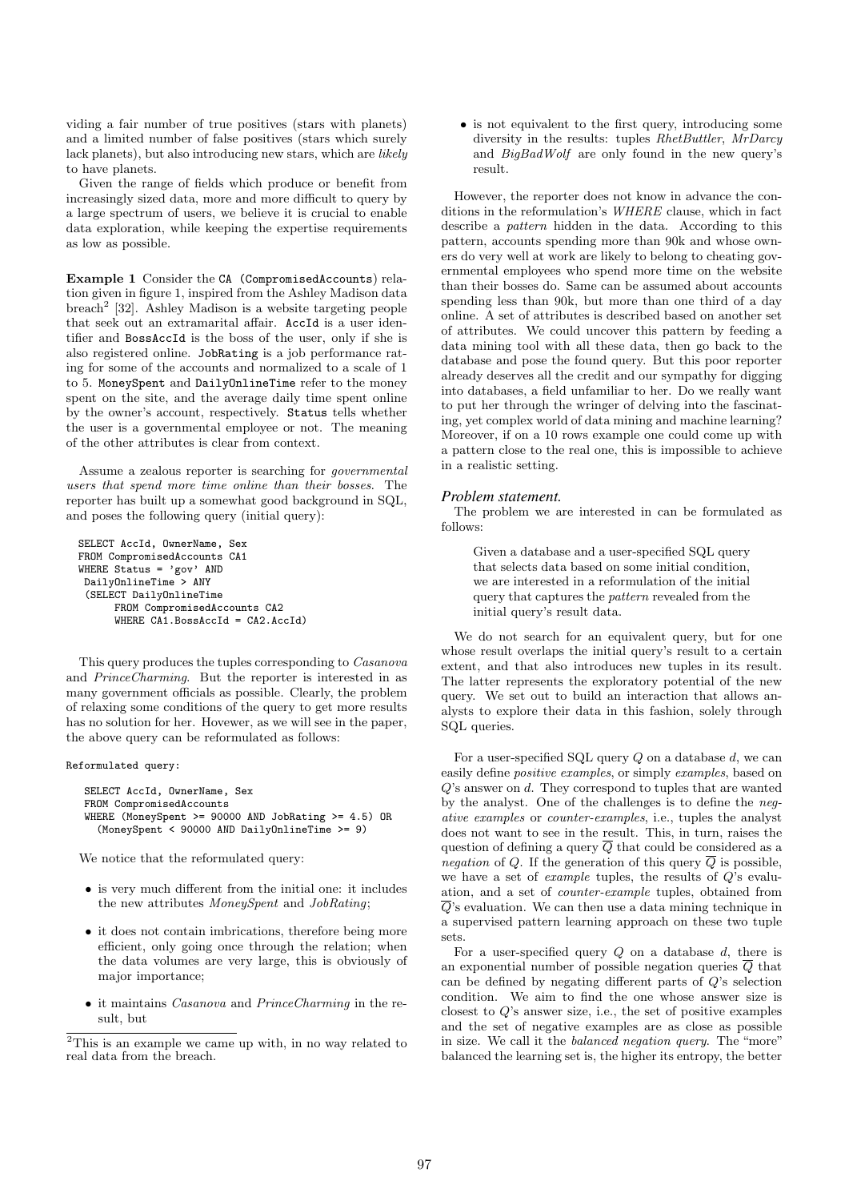viding a fair number of true positives (stars with planets) and a limited number of false positives (stars which surely lack planets), but also introducing new stars, which are *likely* to have planets.

Given the range of fields which produce or benefit from increasingly sized data, more and more difficult to query by a large spectrum of users, we believe it is crucial to enable data exploration, while keeping the expertise requirements as low as possible.

**Example 1** Consider the `CA (CompromisedAccounts)` relation given in figure 1, inspired from the Ashley Madison data breach[2] [32]. Ashley Madison is a website targeting people that seek out an extramarital affair. `AccId` is a user identifier and `BossAccId` is the boss of the user, only if she is also registered online. `JobRating` is a job performance rating for some of the accounts and normalized to a scale of 1 to 5. `MoneySpent` and `DailyOnlineTime` refer to the money spent on the site, and the average daily time spent online by the owner's account, respectively. `Status` tells whether the user is a governmental employee or not. The meaning of the other attributes is clear from context.

Assume a zealous reporter is searching for *governmental users that spend more time online than their bosses*. The reporter has built up a somewhat good background in SQL, and poses the following query (initial query):

```
SELECT AccId, OwnerName, Sex
FROM CompromisedAccounts CA1
WHERE Status = 'gov' AND
 DailyOnlineTime > ANY
 (SELECT DailyOnlineTime
      FROM CompromisedAccounts CA2
      WHERE CA1.BossAccId = CA2.AccId)
```

This query produces the tuples corresponding to *Casanova* and *PrinceCharming*. But the reporter is interested in as many government officials as possible. Clearly, the problem of relaxing some conditions of the query to get more results has no solution for her. However, as we will see in the paper, the above query can be reformulated as follows:

Reformulated query:

```
SELECT AccId, OwnerName, Sex
FROM CompromisedAccounts
WHERE (MoneySpent >= 90000 AND JobRating >= 4.5) OR
  (MoneySpent < 90000 AND DailyOnlineTime >= 9)
```

We notice that the reformulated query:

- is very much different from the initial one: it includes the new attributes *MoneySpent* and *JobRating*;
- it does not contain imbrications, therefore being more efficient, only going once through the relation; when the data volumes are very large, this is obviously of major importance;
- it maintains *Casanova* and *PrinceCharming* in the result, but
- is not equivalent to the first query, introducing some diversity in the results: tuples *RhetButtler*, *MrDarcy* and *BigBadWolf* are only found in the new query's result.

However, the reporter does not know in advance the conditions in the reformulation's *WHERE* clause, which in fact describe a *pattern* hidden in the data. According to this pattern, accounts spending more than 90k and whose owners do very well at work are likely to belong to cheating governmental employees who spend more time on the website than their bosses do. Same can be assumed about accounts spending less than 90k, but more than one third of a day online. A set of attributes is described based on another set of attributes. We could uncover this pattern by feeding a data mining tool with all these data, then go back to the database and pose the found query. But this poor reporter already deserves all the credit and our sympathy for digging into databases, a field unfamiliar to her. Do we really want to put her through the wringer of delving into the fascinating, yet complex world of data mining and machine learning? Moreover, if on a 10 rows example one could come up with a pattern close to the real one, this is impossible to achieve in a realistic setting.

### Problem statement.

The problem we are interested in can be formulated as follows:

> Given a database and a user-specified SQL query that selects data based on some initial condition, we are interested in a reformulation of the initial query that captures the *pattern* revealed from the initial query's result data.

We do not search for an equivalent query, but for one whose result overlaps the initial query's result to a certain extent, and that also introduces new tuples in its result. The latter represents the exploratory potential of the new query. We set out to build an interaction that allows analysts to explore their data in this fashion, solely through SQL queries.

For a user-specified SQL query $Q$ on a database $d$, we can easily define *positive examples*, or simply *examples*, based on $Q$'s answer on $d$. They correspond to tuples that are wanted by the analyst. One of the challenges is to define the *negative examples* or *counter-examples*, i.e., tuples the analyst does not want to see in the result. This, in turn, raises the question of defining a query $\overline{Q}$ that could be considered as a *negation* of $Q$. If the generation of this query $\overline{Q}$ is possible, we have a set of *example* tuples, the results of $Q$'s evaluation, and a set of *counter-example* tuples, obtained from $\overline{Q}$'s evaluation. We can then use a data mining technique in a supervised pattern learning approach on these two tuple sets.

For a user-specified query $Q$ on a database $d$, there is an exponential number of possible negation queries $\overline{Q}$ that can be defined by negating different parts of $Q$'s selection condition. We aim to find the one whose answer size is closest to $Q$'s answer size, i.e., the set of positive examples and the set of negative examples are as close as possible in size. We call it the *balanced negation query*. The "more" balanced the learning set is, the higher its entropy, the better

[2] This is an example we came up with, in no way related to real data from the breach.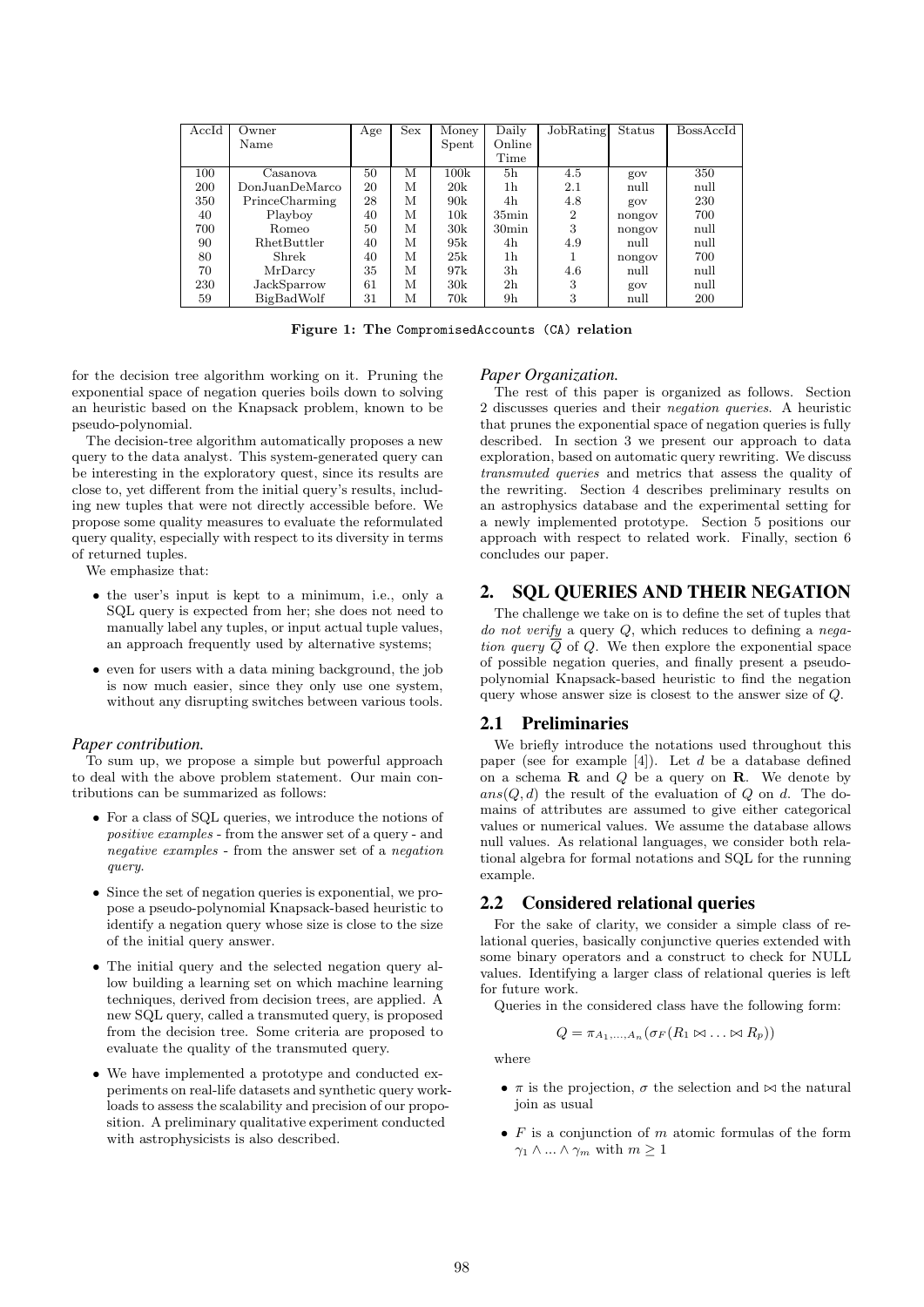| AccId | Owner Name | Age | Sex | Money Spent | Daily Online Time | JobRating | Status | BossAccId |
|---|---|---|---|---|---|---|---|---|
| 100 | Casanova | 50 | M | 100k | 5h | 4.5 | gov | 350 |
| 200 | DonJuanDeMarco | 20 | M | 20k | 1h | 2.1 | null | null |
| 350 | PrinceCharming | 28 | M | 90k | 4h | 4.8 | gov | 230 |
| 40 | Playboy | 40 | M | 10k | 35min | 2 | nongov | 700 |
| 700 | Romeo | 50 | M | 30k | 30min | 3 | nongov | null |
| 90 | RhetButtler | 40 | M | 95k | 4h | 4.9 | null | null |
| 80 | Shrek | 40 | M | 25k | 1h | 1 | nongov | 700 |
| 70 | MrDarcy | 35 | M | 97k | 3h | 4.6 | null | null |
| 230 | JackSparrow | 61 | M | 30k | 2h | 3 | gov | null |
| 59 | BigBadWolf | 31 | M | 70k | 9h | 3 | null | 200 |

**Figure 1: The `CompromisedAccounts (CA)` relation**

for the decision tree algorithm working on it. Pruning the exponential space of negation queries boils down to solving an heuristic based on the Knapsack problem, known to be pseudo-polynomial.

The decision-tree algorithm automatically proposes a new query to the data analyst. This system-generated query can be interesting in the exploratory quest, since its results are close to, yet different from the initial query's results, including new tuples that were not directly accessible before. We propose some quality measures to evaluate the reformulated query quality, especially with respect to its diversity in terms of returned tuples.

We emphasize that:

- the user's input is kept to a minimum, i.e., only a SQL query is expected from her; she does not need to manually label any tuples, or input actual tuple values, an approach frequently used by alternative systems;
- even for users with a data mining background, the job is now much easier, since they only use one system, without any disrupting switches between various tools.

#### *Paper contribution.*

To sum up, we propose a simple but powerful approach to deal with the above problem statement. Our main contributions can be summarized as follows:

- For a class of SQL queries, we introduce the notions of *positive examples* - from the answer set of a query - and *negative examples* - from the answer set of a *negation query*.
- Since the set of negation queries is exponential, we propose a pseudo-polynomial Knapsack-based heuristic to identify a negation query whose size is close to the size of the initial query answer.
- The initial query and the selected negation query allow building a learning set on which machine learning techniques, derived from decision trees, are applied. A new SQL query, called a transmuted query, is proposed from the decision tree. Some criteria are proposed to evaluate the quality of the transmuted query.
- We have implemented a prototype and conducted experiments on real-life datasets and synthetic query workloads to assess the scalability and precision of our proposition. A preliminary qualitative experiment conducted with astrophysicists is also described.

#### *Paper Organization.*

The rest of this paper is organized as follows. Section 2 discusses queries and their *negation queries*. A heuristic that prunes the exponential space of negation queries is fully described. In section 3 we present our approach to data exploration, based on automatic query rewriting. We discuss *transmuted queries* and metrics that assess the quality of the rewriting. Section 4 describes preliminary results on an astrophysics database and the experimental setting for a newly implemented prototype. Section 5 positions our approach with respect to related work. Finally, section 6 concludes our paper.

## 2. SQL QUERIES AND THEIR NEGATION

The challenge we take on is to define the set of tuples that *do not verify* a query $Q$, which reduces to defining a *negation query* $\overline{Q}$ of $Q$. We then explore the exponential space of possible negation queries, and finally present a pseudo-polynomial Knapsack-based heuristic to find the negation query whose answer size is closest to the answer size of $Q$.

### 2.1 Preliminaries

We briefly introduce the notations used throughout this paper (see for example [4]). Let $d$ be a database defined on a schema $\mathbf{R}$ and $Q$ be a query on $\mathbf{R}$. We denote by $ans(Q, d)$ the result of the evaluation of $Q$ on $d$. The domains of attributes are assumed to give either categorical values or numerical values. We assume the database allows null values. As relational languages, we consider both relational algebra for formal notations and SQL for the running example.

### 2.2 Considered relational queries

For the sake of clarity, we consider a simple class of relational queries, basically conjunctive queries extended with some binary operators and a construct to check for NULL values. Identifying a larger class of relational queries is left for future work.

Queries in the considered class have the following form:

$$Q = \pi_{A_1,\ldots,A_n}(\sigma_F(R_1 \bowtie \ldots \bowtie R_p))$$

where

- $\pi$ is the projection, $\sigma$ the selection and $\bowtie$ the natural join as usual
- $F$ is a conjunction of $m$ atomic formulas of the form $\gamma_1 \wedge \ldots \wedge \gamma_m$ with $m \geq 1$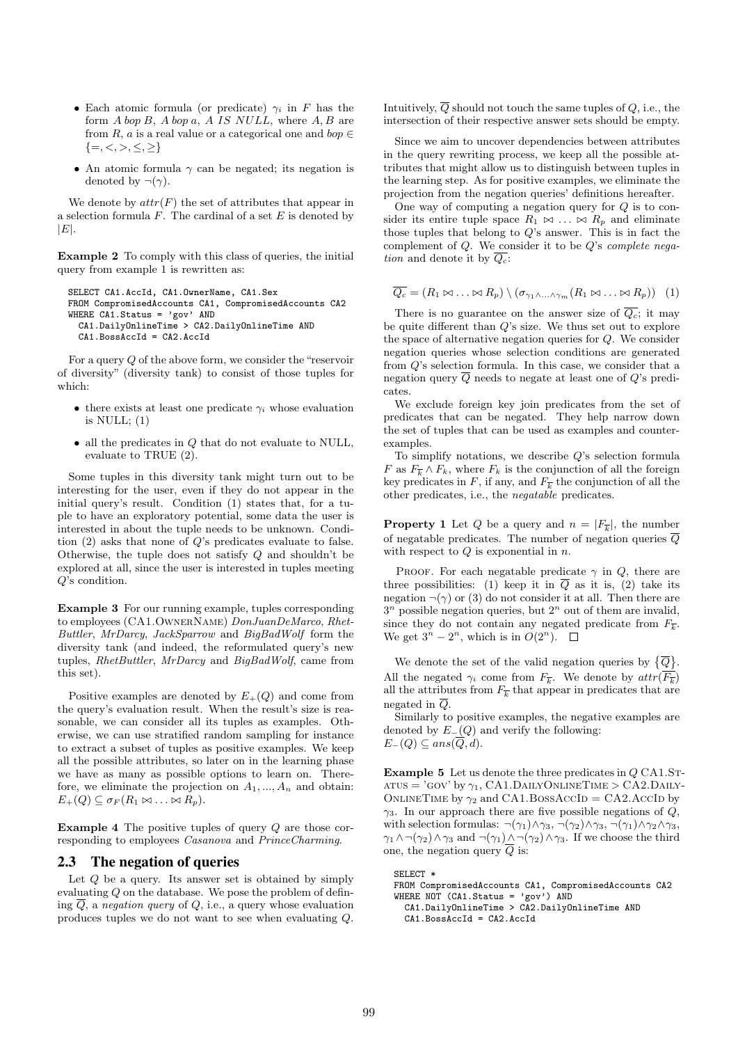- Each atomic formula (or predicate) $\gamma_i$ in $F$ has the form $A$ *bop* $B$, $A$ *bop* $a$, $A$ $IS$ $NULL$, where $A, B$ are from $R$, $a$ is a real value or a categorical one and *bop* $\in \{=, <, >, \leq, \geq\}$
- An atomic formula $\gamma$ can be negated; its negation is denoted by $\neg(\gamma)$.

We denote by $attr(F)$ the set of attributes that appear in a selection formula $F$. The cardinal of a set $E$ is denoted by $|E|$.

**Example 2** To comply with this class of queries, the initial query from example 1 is rewritten as:

```
SELECT CA1.AccId, CA1.OwnerName, CA1.Sex
FROM CompromisedAccounts CA1, CompromisedAccounts CA2
WHERE CA1.Status = 'gov' AND
  CA1.DailyOnlineTime > CA2.DailyOnlineTime AND
  CA1.BossAccId = CA2.AccId
```

For a query $Q$ of the above form, we consider the "reservoir of diversity" (diversity tank) to consist of those tuples for which:

- there exists at least one predicate $\gamma_i$ whose evaluation is NULL; (1)
- all the predicates in $Q$ that do not evaluate to NULL, evaluate to TRUE (2).

Some tuples in this diversity tank might turn out to be interesting for the user, even if they do not appear in the initial query's result. Condition (1) states that, for a tuple to have an exploratory potential, some data the user is interested in about the tuple needs to be unknown. Condition (2) asks that none of $Q$'s predicates evaluate to false. Otherwise, the tuple does not satisfy $Q$ and shouldn't be explored at all, since the user is interested in tuples meeting $Q$'s condition.

**Example 3** For our running example, tuples corresponding to employees (CA1.OwnerName) *DonJuanDeMarco*, *RhetButtler*, *MrDarcy*, *JackSparrow* and *BigBadWolf* form the diversity tank (and indeed, the reformulated query's new tuples, *RhetButtler*, *MrDarcy* and *BigBadWolf*, came from this set).

Positive examples are denoted by $E_+(Q)$ and come from the query's evaluation result. When the result's size is reasonable, we can consider all its tuples as examples. Otherwise, we can use stratified random sampling for instance to extract a subset of tuples as positive examples. We keep all the possible attributes, so later on in the learning phase we have as many as possible options to learn on. Therefore, we eliminate the projection on $A_1, ..., A_n$ and obtain: $E_+(Q) \subseteq \sigma_F(R_1 \bowtie \ldots \bowtie R_p)$.

**Example 4** The positive tuples of query $Q$ are those corresponding to employees *Casanova* and *PrinceCharming*.

## 2.3 The negation of queries

Let $Q$ be a query. Its answer set is obtained by simply evaluating $Q$ on the database. We pose the problem of defining $\overline{Q}$, a *negation query* of $Q$, i.e., a query whose evaluation produces tuples we do not want to see when evaluating $Q$. Intuitively, $\overline{Q}$ should not touch the same tuples of $Q$, i.e., the intersection of their respective answer sets should be empty.

Since we aim to uncover dependencies between attributes in the query rewriting process, we keep all the possible attributes that might allow us to distinguish between tuples in the learning step. As for positive examples, we eliminate the projection from the negation queries' definitions hereafter.

One way of computing a negation query for $Q$ is to consider its entire tuple space $R_1 \bowtie \ldots \bowtie R_p$ and eliminate those tuples that belong to $Q$'s answer. This is in fact the complement of $Q$. We consider it to be $Q$'s *complete negation* and denote it by $\overline{Q_c}$:

$$\overline{Q_c} = (R_1 \bowtie \ldots \bowtie R_p) \setminus (\sigma_{\gamma_1 \wedge \ldots \wedge \gamma_m}(R_1 \bowtie \ldots \bowtie R_p)) \quad (1)$$

There is no guarantee on the answer size of $\overline{Q_c}$; it may be quite different than $Q$'s size. We thus set out to explore the space of alternative negation queries for $Q$. We consider negation queries whose selection conditions are generated from $Q$'s selection formula. In this case, we consider that a negation query $\overline{Q}$ needs to negate at least one of $Q$'s predicates.

We exclude foreign key join predicates from the set of predicates that can be negated. They help narrow down the set of tuples that can be used as examples and counter-examples.

To simplify notations, we describe $Q$'s selection formula $F$ as $F_{\overline{k}} \wedge F_k$, where $F_k$ is the conjunction of all the foreign key predicates in $F$, if any, and $F_{\overline{k}}$ the conjunction of all the other predicates, i.e., the *negatable* predicates.

**Property 1** Let $Q$ be a query and $n = |F_{\overline{k}}|$, the number of negatable predicates. The number of negation queries $\overline{Q}$ with respect to $Q$ is exponential in $n$.

Proof. For each negatable predicate $\gamma$ in $Q$, there are three possibilities: (1) keep it in $\overline{Q}$ as it is, (2) take its negation $\neg(\gamma)$ or (3) do not consider it at all. Then there are $3^n$ possible negation queries, but $2^n$ out of them are invalid, since they do not contain any negated predicate from $F_{\overline{k}}$. We get $3^n - 2^n$, which is in $O(2^n)$. □

We denote the set of the valid negation queries by $\{\overline{Q}\}$. All the negated $\gamma_i$ come from $F_{\overline{k}}$. We denote by $attr(\overline{F_{\overline{k}}})$ all the attributes from $F_{\overline{k}}$ that appear in predicates that are negated in $\overline{Q}$.

Similarly to positive examples, the negative examples are denoted by $E_-(Q)$ and verify the following: $E_-(Q) \subseteq ans(\overline{Q}, d)$.

**Example 5** Let us denote the three predicates in $Q$ CA1.Status = 'gov' by $\gamma_1$, CA1.DailyOnlineTime > CA2.DailyOnlineTime by $\gamma_2$ and CA1.BossAccId = CA2.AccId by $\gamma_3$. In our approach there are five possible negations of $Q$, with selection formulas: $\neg(\gamma_1) \wedge \gamma_3$, $\neg(\gamma_2) \wedge \gamma_3$, $\neg(\gamma_1) \wedge \gamma_2 \wedge \gamma_3$, $\gamma_1 \wedge \neg(\gamma_2) \wedge \gamma_3$ and $\neg(\gamma_1) \wedge \neg(\gamma_2) \wedge \gamma_3$. If we choose the third one, the negation query $\overline{Q}$ is:

```
SELECT *
FROM CompromisedAccounts CA1, CompromisedAccounts CA2
WHERE NOT (CA1.Status = 'gov') AND
  CA1.DailyOnlineTime > CA2.DailyOnlineTime AND
  CA1.BossAccId = CA2.AccId
```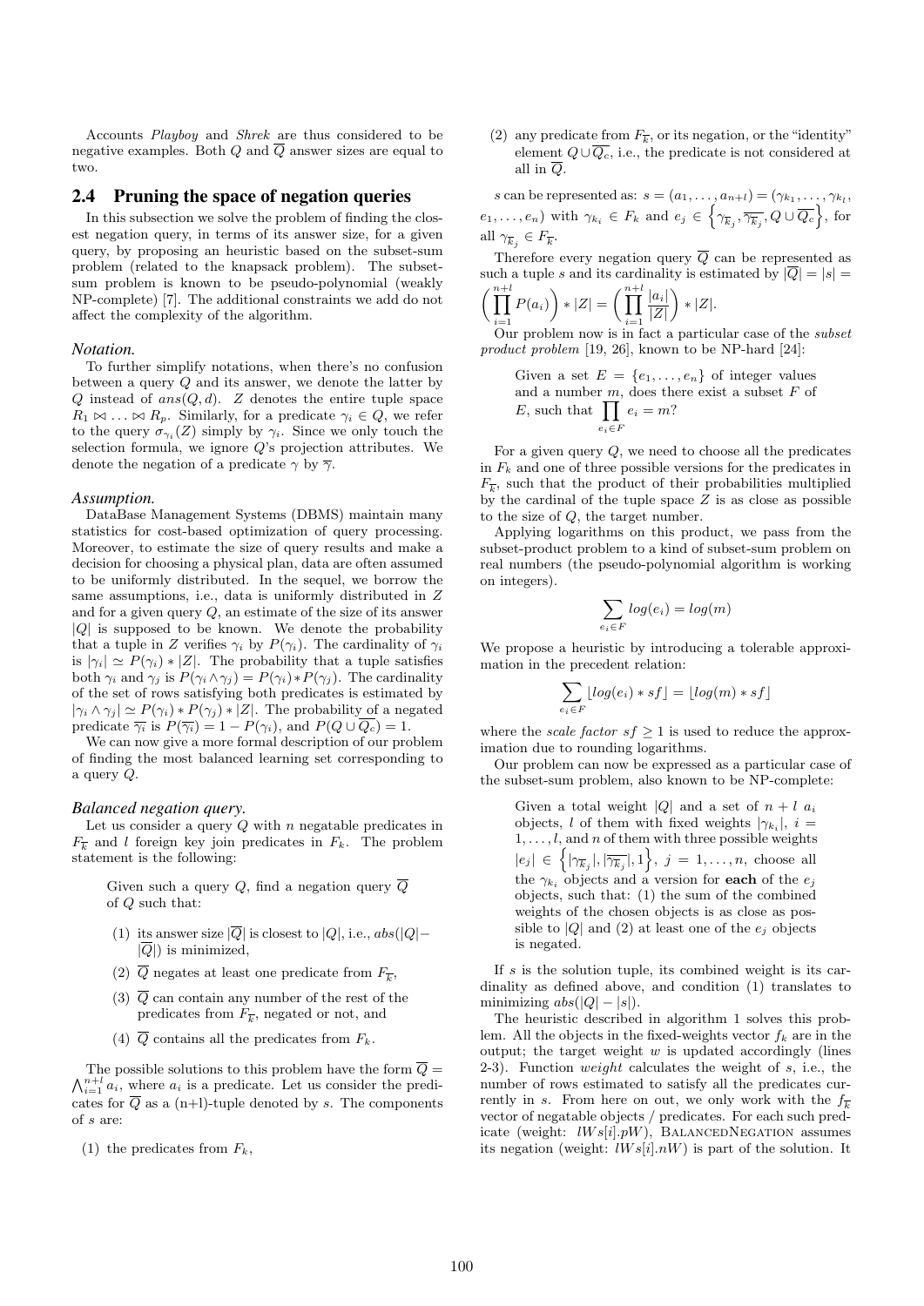Accounts *Playboy* and *Shrek* are thus considered to be negative examples. Both $Q$ and $\overline{Q}$ answer sizes are equal to two.

## 2.4 Pruning the space of negation queries

In this subsection we solve the problem of finding the closest negation query, in terms of its answer size, for a given query, by proposing an heuristic based on the subset-sum problem (related to the knapsack problem). The subset-sum problem is known to be pseudo-polynomial (weakly NP-complete) [7]. The additional constraints we add do not affect the complexity of the algorithm.

### *Notation.*

To further simplify notations, when there's no confusion between a query $Q$ and its answer, we denote the latter by $Q$ instead of $ans(Q, d)$. $Z$ denotes the entire tuple space $R_1 \bowtie \ldots \bowtie R_p$. Similarly, for a predicate $\gamma_i \in Q$, we refer to the query $\sigma_{\gamma_i}(Z)$ simply by $\gamma_i$. Since we only touch the selection formula, we ignore $Q$'s projection attributes. We denote the negation of a predicate $\gamma$ by $\overline{\gamma}$.

### *Assumption.*

DataBase Management Systems (DBMS) maintain many statistics for cost-based optimization of query processing. Moreover, to estimate the size of query results and make a decision for choosing a physical plan, data are often assumed to be uniformly distributed. In the sequel, we borrow the same assumptions, i.e., data is uniformly distributed in $Z$ and for a given query $Q$, an estimate of the size of its answer $|Q|$ is supposed to be known. We denote the probability that a tuple in $Z$ verifies $\gamma_i$ by $P(\gamma_i)$. The cardinality of $\gamma_i$ is $|\gamma_i| \simeq P(\gamma_i) * |Z|$. The probability that a tuple satisfies both $\gamma_i$ and $\gamma_j$ is $P(\gamma_i \wedge \gamma_j) = P(\gamma_i) * P(\gamma_j)$. The cardinality of the set of rows satisfying both predicates is estimated by $|\gamma_i \wedge \gamma_j| \simeq P(\gamma_i) * P(\gamma_j) * |Z|$. The probability of a negated predicate $\overline{\gamma_i}$ is $P(\overline{\gamma_i}) = 1 - P(\gamma_i)$, and $P(Q \cup \overline{Q_c}) = 1$.

We can now give a more formal description of our problem of finding the most balanced learning set corresponding to a query $Q$.

### *Balanced negation query.*

Let us consider a query $Q$ with $n$ negatable predicates in $F_{\overline{k}}$ and $l$ foreign key join predicates in $F_k$. The problem statement is the following:

> Given such a query $Q$, find a negation query $\overline{Q}$ of $Q$ such that:
>
> (1) its answer size $|\overline{Q}|$ is closest to $|Q|$, i.e., $abs(|Q| - |\overline{Q}|)$ is minimized,
>
> (2) $\overline{Q}$ negates at least one predicate from $F_{\overline{k}}$,
>
> (3) $\overline{Q}$ can contain any number of the rest of the predicates from $F_{\overline{k}}$, negated or not, and
>
> (4) $\overline{Q}$ contains all the predicates from $F_k$.

The possible solutions to this problem have the form $\overline{Q} = \bigwedge_{i=1}^{n+l} a_i$, where $a_i$ is a predicate. Let us consider the predicates for $\overline{Q}$ as a (n+l)-tuple denoted by $s$. The components of $s$ are:

(1) the predicates from $F_k$,

(2) any predicate from $F_{\overline{k}}$, or its negation, or the "identity" element $Q \cup \overline{Q_c}$, i.e., the predicate is not considered at all in $\overline{Q}$.

$s$ can be represented as: $s = (a_1, \ldots, a_{n+l}) = (\gamma_{k_1}, \ldots, \gamma_{k_l}, e_1, \ldots, e_n)$ with $\gamma_{k_i} \in F_k$ and $e_j \in \left\{\gamma_{\overline{k}_j}, \overline{\gamma_{\overline{k}_j}}, Q \cup \overline{Q_c}\right\}$, for all $\gamma_{\overline{k}_j} \in F_{\overline{k}}$.

Therefore every negation query $\overline{Q}$ can be represented as such a tuple $s$ and its cardinality is estimated by $|\overline{Q}| = |s| = \left(\prod_{i=1}^{n+l} P(a_i)\right) * |Z| = \left(\prod_{i=1}^{n+l} \frac{|a_i|}{|Z|}\right) * |Z|$.

Our problem now is in fact a particular case of the *subset product problem* [19, 26], known to be NP-hard [24]:

> Given a set $E = \{e_1, \ldots, e_n\}$ of integer values and a number $m$, does there exist a subset $F$ of $E$, such that $\prod_{e_i \in F} e_i = m$?

For a given query $Q$, we need to choose all the predicates in $F_k$ and one of three possible versions for the predicates in $F_{\overline{k}}$, such that the product of their probabilities multiplied by the cardinal of the tuple space $Z$ is as close as possible to the size of $Q$, the target number.

Applying logarithms on this product, we pass from the subset-product problem to a kind of subset-sum problem on real numbers (the pseudo-polynomial algorithm is working on integers).

$$\sum_{e_i \in F} log(e_i) = log(m)$$

We propose a heuristic by introducing a tolerable approximation in the precedent relation:

$$\sum_{e_i \in F} \lfloor log(e_i) * sf \rfloor = \lfloor log(m) * sf \rfloor$$

where the *scale factor* $sf \geq 1$ is used to reduce the approximation due to rounding logarithms.

Our problem can now be expressed as a particular case of the subset-sum problem, also known to be NP-complete:

> Given a total weight $|Q|$ and a set of $n + l$ $a_i$ objects, $l$ of them with fixed weights $|\gamma_{k_i}|$, $i = 1, \ldots, l$, and $n$ of them with three possible weights $|e_j| \in \left\{|\gamma_{\overline{k}_j}|, |\overline{\gamma_{\overline{k}_j}}|, 1\right\}$, $j = 1, \ldots, n$, choose all the $\gamma_{k_i}$ objects and a version for **each** of the $e_j$ objects, such that: (1) the sum of the combined weights of the chosen objects is as close as possible to $|Q|$ and (2) at least one of the $e_j$ objects is negated.

If $s$ is the solution tuple, its combined weight is its cardinality as defined above, and condition (1) translates to minimizing $abs(|Q| - |s|)$.

The heuristic described in algorithm 1 solves this problem. All the objects in the fixed-weights vector $f_k$ are in the output; our target weight $w$ is updated accordingly (lines 2-3). Function *weight* calculates the weight of $s$, i.e., the number of rows estimated to satisfy all the predicates currently in $s$. From here on out, we only work with the $f_{\overline{k}}$ vector of negatable objects / predicates. For each such predicate (weight: $lWs[i].pW$), BalancedNegation assumes its negation (weight: $lWs[i].nW$) is part of the solution. It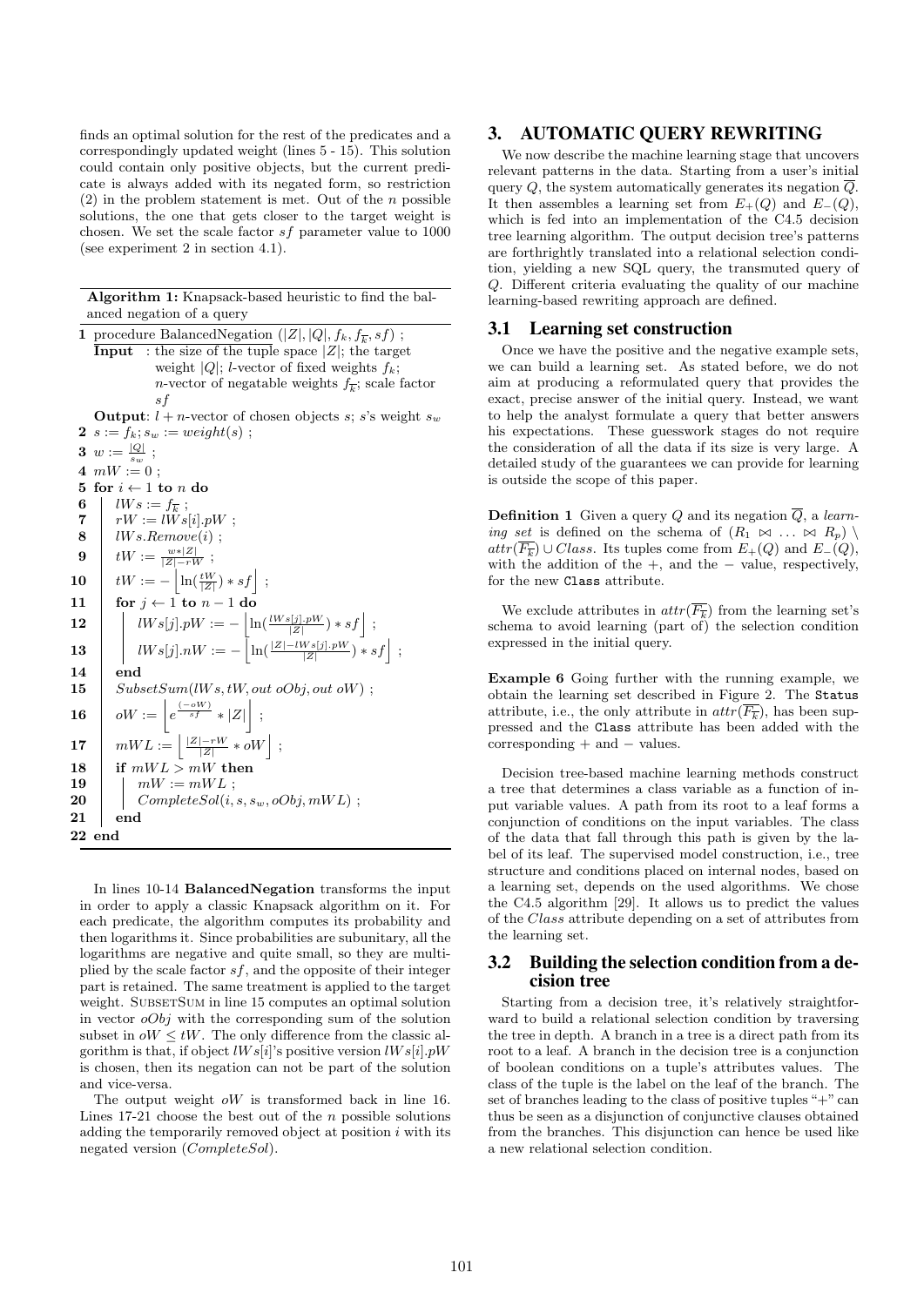finds an optimal solution for the rest of the predicates and a correspondingly updated weight (lines 5 - 15). This solution could contain only positive objects, but the current predicate is always added with its negated form, so restriction (2) in the problem statement is met. Out of the $n$ possible solutions, the one that gets closer to the target weight is chosen. We set the scale factor $sf$ parameter value to 1000 (see experiment 2 in section 4.1).

**Algorithm 1:** Knapsack-based heuristic to find the balanced negation of a query

```
1  procedure BalancedNegation (|Z|, |Q|, f_k, f_k̄, sf) ;
   Input  : the size of the tuple space |Z|; the target
            weight |Q|; l-vector of fixed weights f_k;
            n-vector of negatable weights f_k̄; scale factor
            sf
   Output: l + n-vector of chosen objects s; s's weight s_w
2  s := f_k; s_w := weight(s) ;
3  w := |Q| / s_w ;
4  mW := 0 ;
5  for i ← 1 to n do
6      lWs := f_k̄ ;
7      rW := lWs[i].pW ;
8      lWs.Remove(i) ;
9      tW := (w*|Z|) / (|Z|-rW) ;
10     tW := -⌊ln(tW/|Z|) * sf⌋ ;
11     for j ← 1 to n - 1 do
12         lWs[j].pW := -⌊ln(lWs[j].pW / |Z|) * sf⌋ ;
13         lWs[j].nW := -⌊ln((|Z|-lWs[j].pW) / |Z|) * sf⌋ ;
14     end
15     SubsetSum(lWs, tW, out oObj, out oW) ;
16     oW := ⌊e^((-oW)/sf) * |Z|⌋ ;
17     mWL := ⌊((|Z|-rW) / |Z|) * oW⌋ ;
18     if mWL > mW then
19         mW := mWL ;
20         CompleteSol(i, s, s_w, oObj, mWL) ;
21     end
22 end
```

In lines 10-14 **BalancedNegation** transforms the input in order to apply a classic Knapsack algorithm on it. For each predicate, the algorithm computes its probability and then logarithms it. Since probabilities are subunitary, all the logarithms are negative and quite small, so they are multiplied by the scale factor $sf$, and the opposite of their integer part is retained. The same treatment is applied to the target weight. SUBSETSUM in line 15 computes an optimal solution in vector $oObj$ with the corresponding sum of the solution subset in $oW \leq tW$. The only difference from the classic algorithm is that, if object $lWs[i]$'s positive version $lWs[i].pW$ is chosen, then its negation can not be part of the solution and vice-versa.

The output weight $oW$ is transformed back in line 16. Lines 17-21 choose the best out of the $n$ possible solutions adding the temporarily removed object at position $i$ with its negated version ($CompleteSol$).

## 3. AUTOMATIC QUERY REWRITING

We now describe the machine learning stage that uncovers relevant patterns in the data. Starting from a user's initial query $Q$, the system automatically generates its negation $\overline{Q}$. It then assembles a learning set from $E_+(Q)$ and $E_-(Q)$, which is fed into an implementation of the C4.5 decision tree learning algorithm. The output decision tree's patterns are forthrightly translated into a relational selection condition, yielding a new SQL query, the transmuted query of $Q$. Different criteria evaluating the quality of our machine learning-based rewriting approach are defined.

### 3.1 Learning set construction

Once we have the positive and the negative example sets, we can build a learning set. As stated before, we do not aim at producing a reformulated query that provides the exact, precise answer of the initial query. Instead, we want to help the analyst formulate a query that better answers his expectations. These guesswork stages do not require the consideration of all the data if its size is very large. A detailed study of the guarantees we can provide for learning is outside the scope of this paper.

**Definition 1** Given a query $Q$ and its negation $\overline{Q}$, a *learning set* is defined on the schema of $(R_1 \bowtie \ldots \bowtie R_p) \setminus attr(\overline{F_{\overline{k}}}) \cup Class$. Its tuples come from $E_+(Q)$ and $E_-(Q)$, with the addition of the $+$, and the $-$ value, respectively, for the new `Class` attribute.

We exclude attributes in $attr(\overline{F_{\overline{k}}})$ from the learning set's schema to avoid learning (part of) the selection condition expressed in the initial query.

**Example 6** Going further with the running example, we obtain the learning set described in Figure 2. The `Status` attribute, i.e., the only attribute in $attr(\overline{F_{\overline{k}}})$, has been suppressed and the `Class` attribute has been added with the corresponding $+$ and $-$ values.

Decision tree-based machine learning methods construct a tree that determines a class variable as a function of input variable values. A path from its root to a leaf forms a conjunction of conditions on the input variables. The class of the data that fall through this path is given by the label of its leaf. The supervised model construction, i.e., tree structure and conditions placed on internal nodes, based on a learning set, depends on the used algorithms. We chose the C4.5 algorithm [29]. It allows us to predict the values of the *Class* attribute depending on a set of attributes from the learning set.

### 3.2 Building the selection condition from a decision tree

Starting from a decision tree, it's relatively straightforward to build a relational selection condition by traversing the tree in depth. A branch in a tree is a direct path from its root to a leaf. A branch in the decision tree is a conjunction of boolean conditions on a tuple's attributes values. The class of the tuple is the label on the leaf of the branch. The set of branches leading to the class of positive tuples "+" can thus be seen as a disjunction of conjunctive clauses obtained from the branches. This disjunction can hence be used like a new relational selection condition.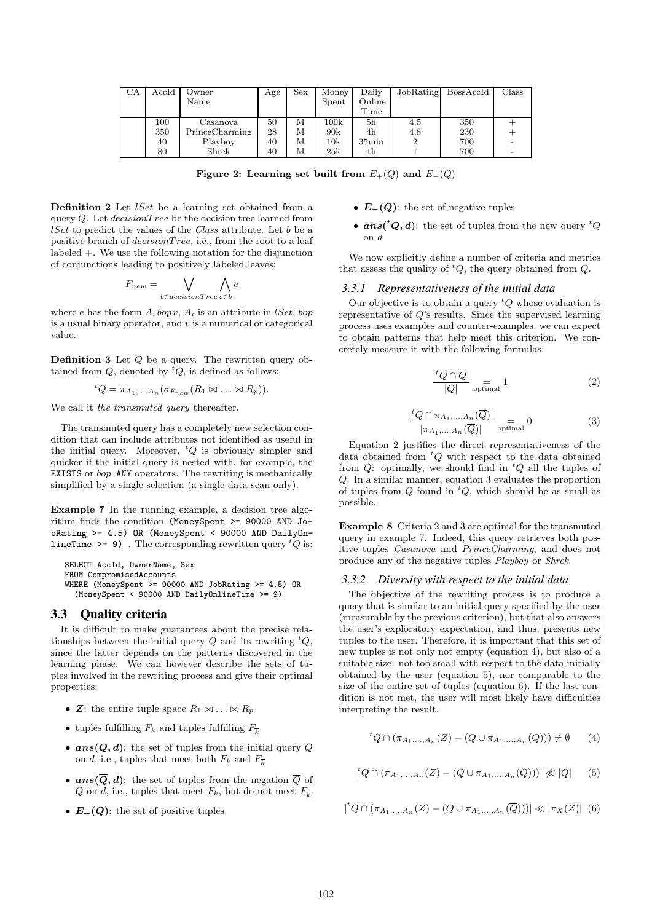| CA | AccId | Owner Name | Age | Sex | Money Spent | Daily Online Time | JobRating | BossAccId | Class |
|---|---|---|---|---|---|---|---|---|---|
| | 100 | Casanova | 50 | M | 100k | 5h | 4.5 | 350 | + |
| | 350 | PrinceCharming | 28 | M | 90k | 4h | 4.8 | 230 | + |
| | 40 | Playboy | 40 | M | 10k | 35min | 2 | 700 | - |
| | 80 | Shrek | 40 | M | 25k | 1h | 1 | 700 | - |

**Figure 2: Learning set built from $E_+(Q)$ and $E_-(Q)$**

**Definition 2** Let *lSet* be a learning set obtained from a query $Q$. Let *decisionTree* be the decision tree learned from *lSet* to predict the values of the *Class* attribute. Let $b$ be a positive branch of *decisionTree*, i.e., from the root to a leaf labeled +. We use the following notation for the disjunction of conjunctions leading to positively labeled leaves:

$$F_{new} = \bigvee_{b \in decisionTree} \bigwedge_{e \in b} e$$

where $e$ has the form $A_i \, bop \, v$, $A_i$ is an attribute in *lSet*, *bop* is a usual binary operator, and $v$ is a numerical or categorical value.

**Definition 3** Let $Q$ be a query. The rewritten query obtained from $Q$, denoted by ${}^tQ$, is defined as follows:

$${}^tQ = \pi_{A_1,\ldots,A_n}(\sigma_{F_{new}}(R_1 \bowtie \ldots \bowtie R_p)).$$

We call it *the transmuted query* thereafter.

The transmuted query has a completely new selection condition that can include attributes not identified as useful in the initial query. Moreover, ${}^tQ$ is obviously simpler and quicker if the initial query is nested with, for example, the EXISTS or *bop* ANY operators. The rewriting is mechanically simplified by a single selection (a single data scan only).

**Example 7** In the running example, a decision tree algorithm finds the condition (MoneySpent >= 90000 AND JobRating >= 4.5) OR (MoneySpent < 90000 AND DailyOnlineTime >= 9) . The corresponding rewritten query ${}^tQ$ is:

```
SELECT AccId, OwnerName, Sex
FROM CompromisedAccounts
WHERE (MoneySpent >= 90000 AND JobRating >= 4.5) OR
  (MoneySpent < 90000 AND DailyOnlineTime >= 9)
```

## 3.3 Quality criteria

It is difficult to make guarantees about the precise relationships between the initial query $Q$ and its rewriting ${}^tQ$, since the latter depends on the patterns discovered in the learning phase. We can however describe the sets of tuples involved in the rewriting process and give their optimal properties:

- $\boldsymbol{Z}$: the entire tuple space $R_1 \bowtie \ldots \bowtie R_p$
- tuples fulfilling $F_k$ and tuples fulfilling $F_{\overline{k}}$
- $\boldsymbol{ans(Q, d)}$: the set of tuples from the initial query $Q$ on $d$, i.e., tuples that meet both $F_k$ and $F_{\overline{k}}$
- $\boldsymbol{ans(\overline{Q}, d)}$: the set of tuples from the negation $\overline{Q}$ of $Q$ on $d$, i.e., tuples that meet $F_k$, but do not meet $F_{\overline{k}}$
- $\boldsymbol{E_+(Q)}$: the set of positive tuples
- $\boldsymbol{E_-(Q)}$: the set of negative tuples
- $\boldsymbol{ans({}^tQ, d)}$: the set of tuples from the new query ${}^tQ$ on $d$

We now explicitly define a number of criteria and metrics that assess the quality of ${}^tQ$, the query obtained from $Q$.

### 3.3.1 Representativeness of the initial data

Our objective is to obtain a query ${}^tQ$ whose evaluation is representative of $Q$'s results. Since the supervised learning process uses examples and counter-examples, we can expect to obtain patterns that help meet this criterion. We concretely measure it with the following formulas:

$$\frac{|{}^tQ \cap Q|}{|Q|} \underset{\text{optimal}}{=} 1 \tag{2}$$

$$\frac{|{}^tQ \cap \pi_{A_1,\ldots,A_n}(\overline{Q})|}{|\pi_{A_1,\ldots,A_n}(\overline{Q})|} \underset{\text{optimal}}{=} 0 \tag{3}$$

Equation 2 justifies the direct representativeness of the data obtained from ${}^tQ$ with respect to the data obtained from $Q$: optimally, we should find in ${}^tQ$ all the tuples of $Q$. In a similar manner, equation 3 evaluates the proportion of tuples from $\overline{Q}$ found in ${}^tQ$, which should be as small as possible.

**Example 8** Criteria 2 and 3 are optimal for the transmuted query in example 7. Indeed, this query retrieves both positive tuples *Casanova* and *PrinceCharming*, and does not produce any of the negative tuples *Playboy* or *Shrek*.

### 3.3.2 Diversity with respect to the initial data

The objective of the rewriting process is to produce a query that is similar to an initial query specified by the user (measurable by the previous criterion), but that also answers the user's exploratory expectation, and thus, presents new tuples to the user. Therefore, it is important that this set of new tuples is not only not empty (equation 4), but also of a suitable size: not too small with respect to the data initially obtained by the user (equation 5), nor comparable to the size of the entire set of tuples (equation 6). If the last condition is not met, the user will most likely have difficulties interpreting the result.

$${}^tQ \cap (\pi_{A_1,\ldots,A_n}(Z) - (Q \cup \pi_{A_1,\ldots,A_n}(\overline{Q}))) \neq \emptyset \tag{4}$$

$$|{}^tQ \cap (\pi_{A_1,\ldots,A_n}(Z) - (Q \cup \pi_{A_1,\ldots,A_n}(\overline{Q})))| \not\ll |Q| \tag{5}$$

$$|{}^tQ \cap (\pi_{A_1,\ldots,A_n}(Z) - (Q \cup \pi_{A_1,\ldots,A_n}(\overline{Q})))| \ll |\pi_X(Z)| \tag{6}$$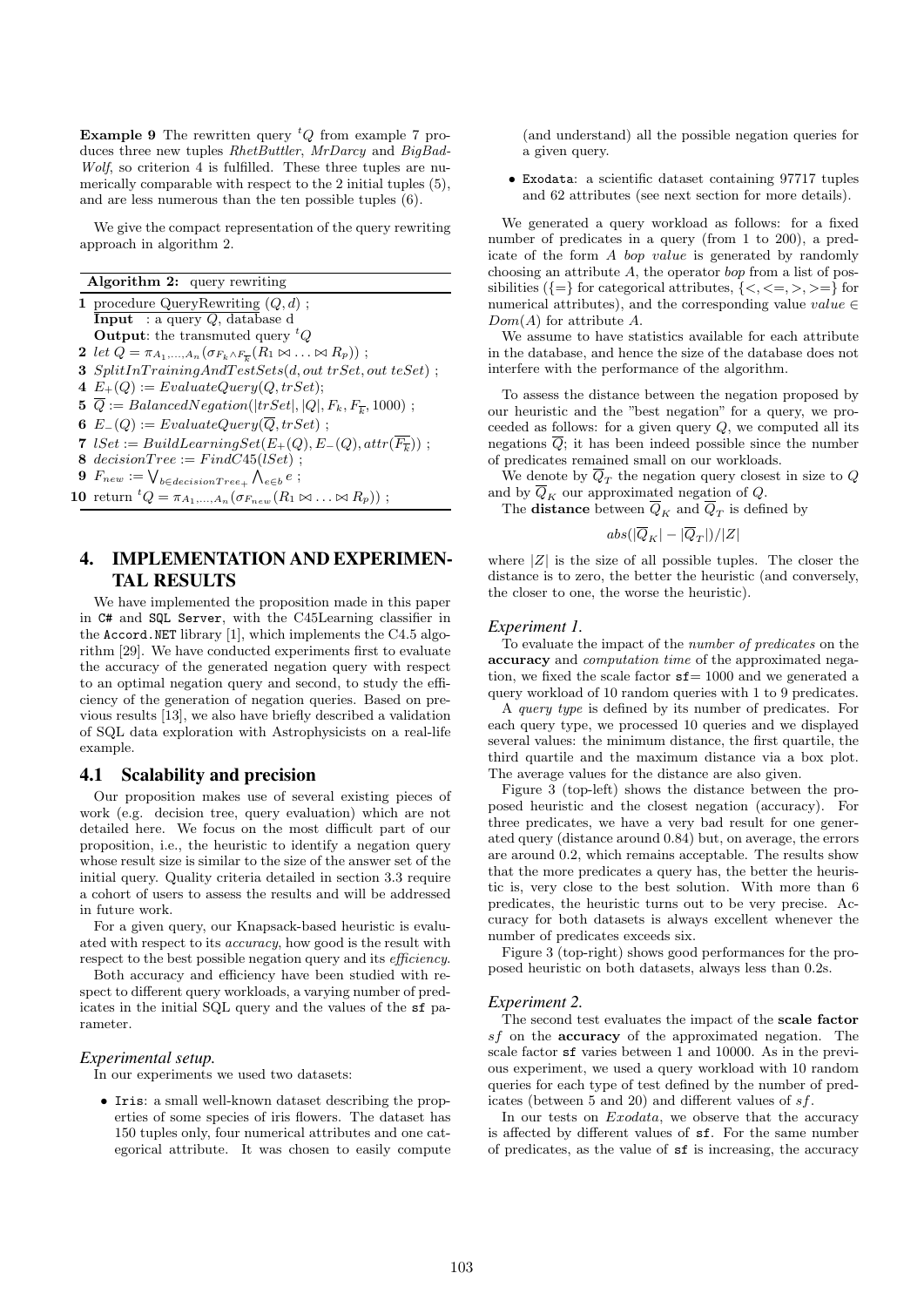**Example 9** The rewritten query ${}^tQ$ from example 7 produces three new tuples *RhetButtler*, *MrDarcy* and *BigBadWolf*, so criterion 4 is fulfilled. These three tuples are numerically comparable with respect to the 2 initial tuples (5), and are less numerous than the ten possible tuples (6).

We give the compact representation of the query rewriting approach in algorithm 2.

**Algorithm 2:** query rewriting

```
1  procedure QueryRewriting (Q, d) ;
   Input  : a query Q, database d
   Output: the transmuted query ᵗQ
2  let Q = π_{A_1,...,A_n}(σ_{F_k ∧ F_k̄}(R_1 ⋈ ... ⋈ R_p)) ;
3  SplitInTrainingAndTestSets(d, out trSet, out teSet) ;
4  E_+(Q) := EvaluateQuery(Q, trSet);
5  Q̄ := BalancedNegation(|trSet|, |Q|, F_k, F_k̄, 1000) ;
6  E_-(Q) := EvaluateQuery(Q̄, trSet) ;
7  lSet := BuildLearningSet(E_+(Q), E_-(Q), attr(F_k̄)) ;
8  decisionTree := FindC45(lSet) ;
9  F_new := ⋁_{b ∈ decisionTree_+} ⋀_{e ∈ b} e ;
10 return ᵗQ = π_{A_1,...,A_n}(σ_{F_new}(R_1 ⋈ ... ⋈ R_p)) ;
```

# 4. IMPLEMENTATION AND EXPERIMENTAL RESULTS

We have implemented the proposition made in this paper in C# and SQL Server, with the C45Learning classifier in the Accord.NET library [1], which implements the C4.5 algorithm [29]. We have conducted experiments first to evaluate the accuracy of the generated negation query with respect to an optimal negation query and second, to study the efficiency of the generation of negation queries. Based on previous results [13], we also have briefly described a validation of SQL data exploration with Astrophysicists on a real-life example.

## 4.1 Scalability and precision

Our proposition makes use of several existing pieces of work (e.g. decision tree, query evaluation) which are not detailed here. We focus on the most difficult part of our proposition, i.e., the heuristic to identify a negation query whose result size is similar to the size of the answer set of the initial query. Quality criteria detailed in section 3.3 require a cohort of users to assess the results and will be addressed in future work.

For a given query, our Knapsack-based heuristic is evaluated with respect to its *accuracy*, how good is the result with respect to the best possible negation query and its *efficiency*.

Both accuracy and efficiency have been studied with respect to different query workloads, a varying number of predicates in the initial SQL query and the values of the sf parameter.

### *Experimental setup.*

In our experiments we used two datasets:

- Iris: a small well-known dataset describing the properties of some species of iris flowers. The dataset has 150 tuples only, four numerical attributes and one categorical attribute. It was chosen to easily compute (and understand) all the possible negation queries for a given query.
- Exodata: a scientific dataset containing 97717 tuples and 62 attributes (see next section for more details).

We generated a query workload as follows: for a fixed number of predicates in a query (from 1 to 200), a predicate of the form $A$ *bop* $value$ is generated by randomly choosing an attribute $A$, the operator *bop* from a list of possibilities ($\{=\}$ for categorical attributes, $\{<, <=, >, >=\}$ for numerical attributes), and the corresponding value $value \in Dom(A)$ for attribute $A$.

We assume to have statistics available for each attribute in the database, and hence the size of the database does not interfere with the performance of the algorithm.

To assess the distance between the negation proposed by our heuristic and the "best negation" for a query, we proceeded as follows: for a given query $Q$, we computed all its negations $\overline{Q}$; it has been indeed possible since the number of predicates remained small on our workloads.

We denote by $\overline{Q}_T$ the negation query closest in size to $Q$ and by $\overline{Q}_K$ our approximated negation of $Q$.

The **distance** between $\overline{Q}_K$ and $\overline{Q}_T$ is defined by

$$abs(|\overline{Q}_K| - |\overline{Q}_T|)/|Z|$$

where $|Z|$ is the size of all possible tuples. The closer the distance is to zero, the better the heuristic (and conversely, the closer to one, the worse the heuristic).

### *Experiment 1.*

To evaluate the impact of the *number of predicates* on the **accuracy** and *computation time* of the approximated negation, we fixed the scale factor sf$= 1000$ and we generated a query workload of 10 random queries with 1 to 9 predicates.

A *query type* is defined by its number of predicates. For each query type, we processed 10 queries and we displayed several values: the minimum distance, the first quartile, the third quartile and the maximum distance via a box plot. The average values for the distance are also given.

Figure 3 (top-left) shows the distance between the proposed heuristic and the closest negation (accuracy). For three predicates, we have a very bad result for one generated query (distance around 0.84) but, on average, the errors are around 0.2, which remains acceptable. The results show that the more predicates a query has, the better the heuristic is, very close to the best solution. With more than 6 predicates, the heuristic turns out to be very precise. Accuracy for both datasets is always excellent whenever the number of predicates exceeds six.

Figure 3 (top-right) shows good performances for the proposed heuristic on both datasets, always less than 0.2s.

### *Experiment 2.*

The second test evaluates the impact of the **scale factor** $sf$ on the **accuracy** of the approximated negation. The scale factor sf varies between 1 and 10000. As in the previous experiment, we used a query workload with 10 random queries for each type of test defined by the number of predicates (between 5 and 20) and different values of $sf$.

In our tests on *Exodata*, we observe that the accuracy is affected by different values of sf. For the same number of predicates, as the value of sf is increasing, the accuracy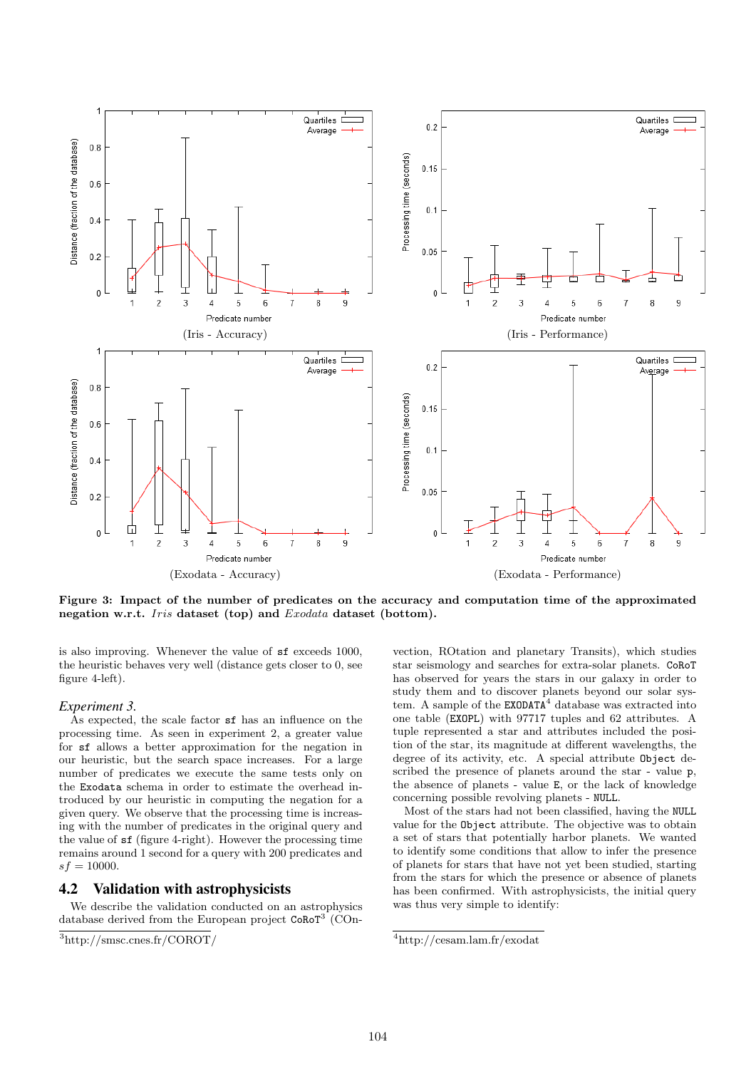(Iris - Accuracy) (Iris - Performance)

(Exodata - Accuracy) (Exodata - Performance)

**Figure 3: Impact of the number of predicates on the accuracy and computation time of the approximated negation w.r.t.** ***Iris*** **dataset (top) and** ***Exodata*** **dataset (bottom).**

is also improving. Whenever the value of `sf` exceeds 1000, the heuristic behaves very well (distance gets closer to 0, see figure 4-left).

*Experiment 3.*

As expected, the scale factor `sf` has an influence on the processing time. As seen in experiment 2, a greater value for `sf` allows a better approximation for the negation in our heuristic, but the search space increases. For a large number of predicates we execute the same tests only on the `Exodata` schema in order to estimate the overhead introduced by our heuristic in computing the negation for a given query. We observe that the processing time is increasing with the number of predicates in the original query and the value of `sf` (figure 4-right). However the processing time remains around 1 second for a query with 200 predicates and $sf = 10000$.

## 4.2 Validation with astrophysicists

We describe the validation conducted on an astrophysics database derived from the European project `CoRoT`[3] (COnvection, ROtation and planetary Transits), which studies star seismology and searches for extra-solar planets. `CoRoT` has observed for years the stars in our galaxy in order to study them and to discover planets beyond our solar system. A sample of the `EXODATA`[4] database was extracted into one table (`EXOPL`) with 97717 tuples and 62 attributes. A tuple represented a star and attributes included the position of the star, its magnitude at different wavelengths, the degree of its activity, etc. A special attribute `Object` described the presence of planets around the star - value `p`, the absence of planets - value `E`, or the lack of knowledge concerning possible revolving planets - `NULL`.

Most of the stars had not been classified, having the `NULL` value for the `Object` attribute. The objective was to obtain a set of stars that potentially harbor planets. We wanted to identify some conditions that allow to infer the presence of planets for stars that have not yet been studied, starting from the stars for which the presence or absence of planets has been confirmed. With astrophysicists, the initial query was thus very simple to identify:

[3] http://smsc.cnes.fr/COROT/

[4] http://cesam.lam.fr/exodat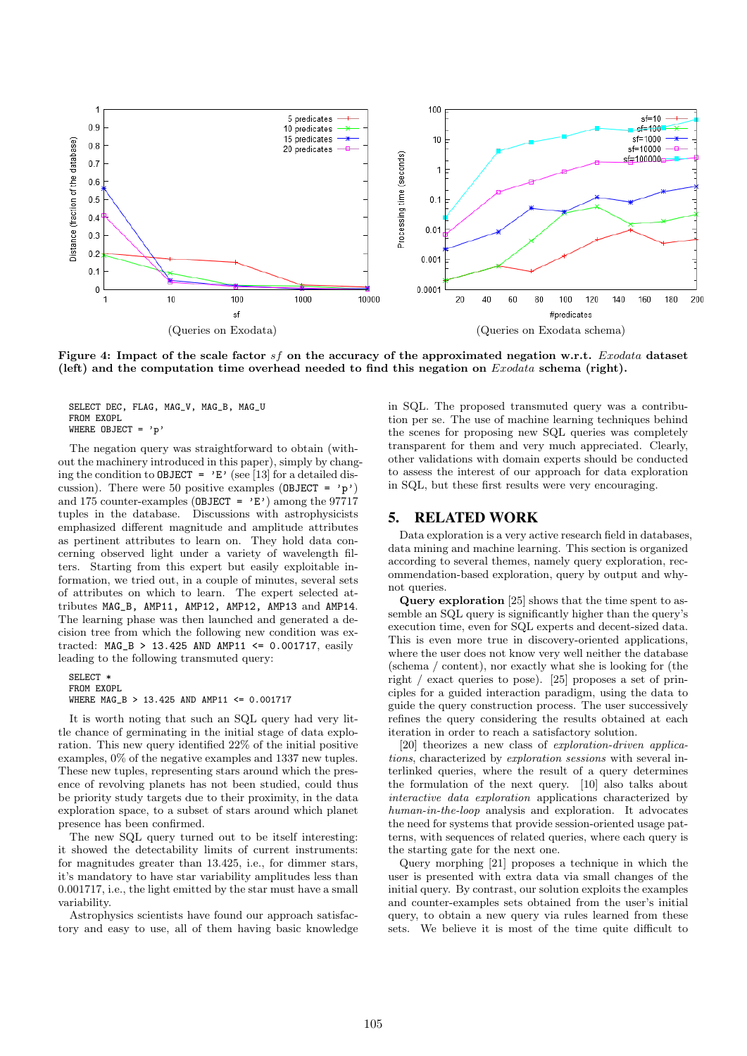(Queries on Exodata) (Queries on Exodata schema)

**Figure 4: Impact of the scale factor $sf$ on the accuracy of the approximated negation w.r.t. *Exodata* dataset (left) and the computation time overhead needed to find this negation on *Exodata* schema (right).**

```
SELECT DEC, FLAG, MAG_V, MAG_B, MAG_U
FROM EXOPL
WHERE OBJECT = 'p'
```

The negation query was straightforward to obtain (without the machinery introduced in this paper), simply by changing the condition to `OBJECT = 'E'` (see [13] for a detailed discussion). There were 50 positive examples (`OBJECT = 'p'`) and 175 counter-examples (`OBJECT = 'E'`) among the 97717 tuples in the database. Discussions with astrophysicists emphasized different magnitude and amplitude attributes as pertinent attributes to learn on. They hold data concerning observed light under a variety of wavelength filters. Starting from this expert but easily exploitable information, we tried out, in a couple of minutes, several sets of attributes on which to learn. The expert selected attributes `MAG_B, AMP11, AMP12, AMP12, AMP13` and `AMP14`. The learning phase was then launched and generated a decision tree from which the following new condition was extracted: `MAG_B > 13.425 AND AMP11 <= 0.001717`, easily leading to the following transmuted query:

```
SELECT *
FROM EXOPL
WHERE MAG_B > 13.425 AND AMP11 <= 0.001717
```

It is worth noting that such an SQL query had very little chance of germinating in the initial stage of data exploration. This new query identified 22% of the initial positive examples, 0% of the negative examples and 1337 new tuples. These new tuples, representing stars around which the presence of revolving planets has not been studied, could thus be priority study targets due to their proximity, in the data exploration space, to a subset of stars around which planet presence has been confirmed.

The new SQL query turned out to be itself interesting: it showed the detectability limits of current instruments: for magnitudes greater than 13.425, i.e., for dimmer stars, it's mandatory to have star variability amplitudes less than 0.001717, i.e., the light emitted by the star must have a small variability.

Astrophysics scientists have found our approach satisfactory and easy to use, all of them having basic knowledge in SQL. The proposed transmuted query was a contribution per se. The use of machine learning techniques behind the scenes for proposing new SQL queries was completely transparent for them and very much appreciated. Clearly, other validations with domain experts should be conducted to assess the interest of our approach for data exploration in SQL, but these first results were very encouraging.

## 5. RELATED WORK

Data exploration is a very active research field in databases, data mining and machine learning. This section is organized according to several themes, namely query exploration, recommendation-based exploration, query by output and why-not queries.

**Query exploration** [25] shows that the time spent to assemble an SQL query is significantly higher than the query's execution time, even for SQL experts and decent-sized data. This is even more true in discovery-oriented applications, where the user does not know very well neither the database (schema / content), nor exactly what she is looking for (the right / exact queries to pose). [25] proposes a set of principles for a guided interaction paradigm, using the data to guide the query construction process. The user successively refines the query considering the results obtained at each iteration in order to reach a satisfactory solution.

[20] theorizes a new class of *exploration-driven applications*, characterized by *exploration sessions* with several interlinked queries, where the result of a query determines the formulation of the next query. [10] also talks about *interactive data exploration* applications characterized by *human-in-the-loop* analysis and exploration. It advocates the need for systems that provide session-oriented usage patterns, with sequences of related queries, where each query is the starting gate for the next one.

Query morphing [21] proposes a technique in which the user is presented with extra data via small changes of the initial query. By contrast, our solution exploits the examples and counter-examples sets obtained from the user's initial query, to obtain a new query via rules learned from these sets. We believe it is most of the time quite difficult to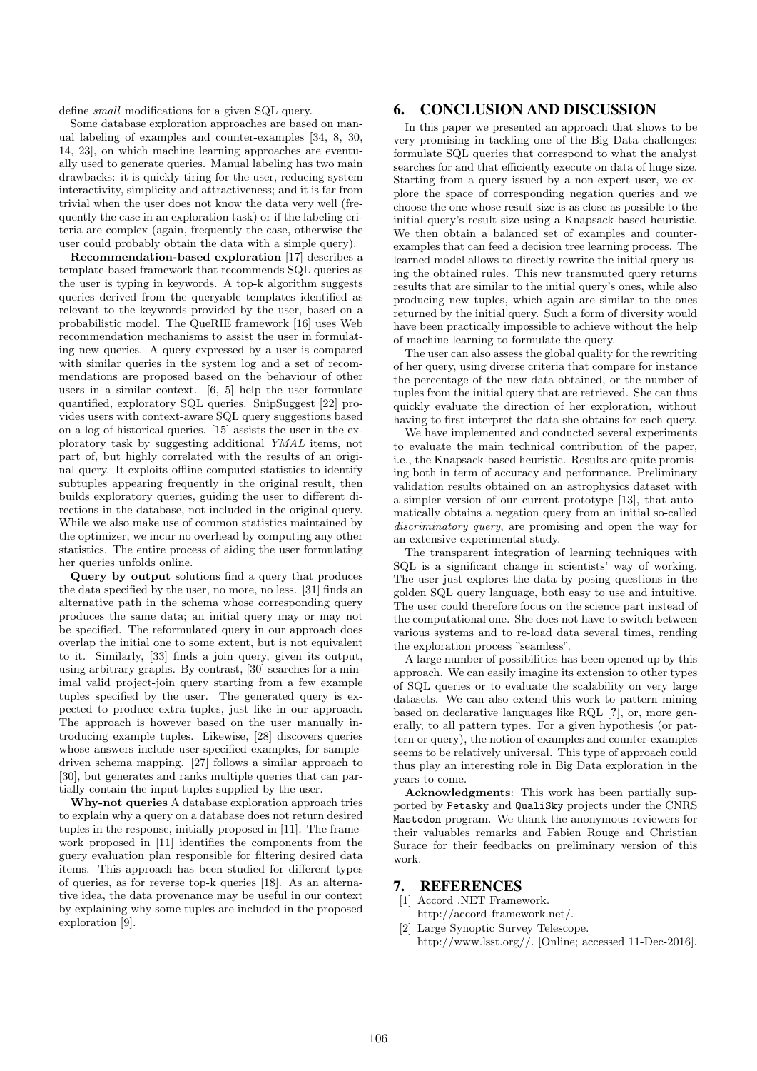define *small* modifications for a given SQL query.

Some database exploration approaches are based on manual labeling of examples and counter-examples [34, 8, 30, 14, 23], on which machine learning approaches are eventually used to generate queries. Manual labeling has two main drawbacks: it is quickly tiring for the user, reducing system interactivity, simplicity and attractiveness; and it is far from trivial when the user does not know the data very well (frequently the case in an exploration task) or if the labeling criteria are complex (again, frequently the case, otherwise the user could probably obtain the data with a simple query).

**Recommendation-based exploration** [17] describes a template-based framework that recommends SQL queries as the user is typing in keywords. A top-k algorithm suggests queries derived from the queryable templates identified as relevant to the keywords provided by the user, based on a probabilistic model. The QueRIE framework [16] uses Web recommendation mechanisms to assist the user in formulating new queries. A query expressed by a user is compared with similar queries in the system log and a set of recommendations are proposed based on the behaviour of other users in a similar context. [6, 5] help the user formulate quantified, exploratory SQL queries. SnipSuggest [22] provides users with context-aware SQL query suggestions based on a log of historical queries. [15] assists the user in the exploratory task by suggesting additional *YMAL* items, not part of, but highly correlated with the results of an original query. It exploits offline computed statistics to identify subtuples appearing frequently in the original result, then builds exploratory queries, guiding the user to different directions in the database, not included in the original query. While we also make use of common statistics maintained by the optimizer, we incur no overhead by computing any other statistics. The entire process of aiding the user formulating her queries unfolds online.

**Query by output** solutions find a query that produces the data specified by the user, no more, no less. [31] finds an alternative path in the schema whose corresponding query produces the same data; an initial query may or may not be specified. The reformulated query in our approach does overlap the initial one to some extent, but is not equivalent to it. Similarly, [33] finds a join query, given its output, using arbitrary graphs. By contrast, [30] searches for a minimal valid project-join query starting from a few example tuples specified by the user. The generated query is expected to produce extra tuples, just like in our approach. The approach is however based on the user manually introducing example tuples. Likewise, [28] discovers queries whose answers include user-specified examples, for sample-driven schema mapping. [27] follows a similar approach to [30], but generates and ranks multiple queries that can partially contain the input tuples supplied by the user.

**Why-not queries** A database exploration approach tries to explain why a query on a database does not return desired tuples in the response, initially proposed in [11]. The framework proposed in [11] identifies the components from the guery evaluation plan responsible for filtering desired data items. This approach has been studied for different types of queries, as for reverse top-k queries [18]. As an alternative idea, the data provenance may be useful in our context by explaining why some tuples are included in the proposed exploration [9].

## 6. CONCLUSION AND DISCUSSION

In this paper we presented an approach that shows to be very promising in tackling one of the Big Data challenges: formulate SQL queries that correspond to what the analyst searches for and that efficiently execute on data of huge size. Starting from a query issued by a non-expert user, we explore the space of corresponding negation queries and we choose the one whose result size is as close as possible to the initial query's result size using a Knapsack-based heuristic. We then obtain a balanced set of examples and counter-examples that can feed a decision tree learning process. The learned model allows to directly rewrite the initial query using the obtained rules. This new transmuted query returns results that are similar to the initial query's ones, while also producing new tuples, which again are similar to the ones returned by the initial query. Such a form of diversity would have been practically impossible to achieve without the help of machine learning to formulate the query.

The user can also assess the global quality for the rewriting of her query, using diverse criteria that compare for instance the percentage of the new data obtained, or the number of tuples from the initial query that are retrieved. She can thus quickly evaluate the direction of her exploration, without having to first interpret the data she obtains for each query.

We have implemented and conducted several experiments to evaluate the main technical contribution of the paper, i.e., the Knapsack-based heuristic. Results are quite promising both in term of accuracy and performance. Preliminary validation results obtained on an astrophysics dataset with a simpler version of our current prototype [13], that automatically obtains a negation query from an initial so-called *discriminatory query*, are promising and open the way for an extensive experimental study.

The transparent integration of learning techniques with SQL is a significant change in scientists' way of working. The user just explores the data by posing questions in the golden SQL query language, both easy to use and intuitive. The user could therefore focus on the science part instead of the computational one. She does not have to switch between various systems and to re-load data several times, rending the exploration process "seamless".

A large number of possibilities has been opened up by this approach. We can easily imagine its extension to other types of SQL queries or to evaluate the scalability on very large datasets. We can also extend this work to pattern mining based on declarative languages like RQL [?], or, more generally, to all pattern types. For a given hypothesis (or pattern or query), the notion of examples and counter-examples seems to be relatively universal. This type of approach could thus play an interesting role in Big Data exploration in the years to come.

**Acknowledgments**: This work has been partially supported by `Petasky` and `QualiSky` projects under the CNRS `Mastodon` program. We thank the anonymous reviewers for their valuables remarks and Fabien Rouge and Christian Surace for their feedbacks on preliminary version of this work.

## 7. REFERENCES

[1] Accord .NET Framework. http://accord-framework.net/.

[2] Large Synoptic Survey Telescope. http://www.lsst.org//. [Online; accessed 11-Dec-2016].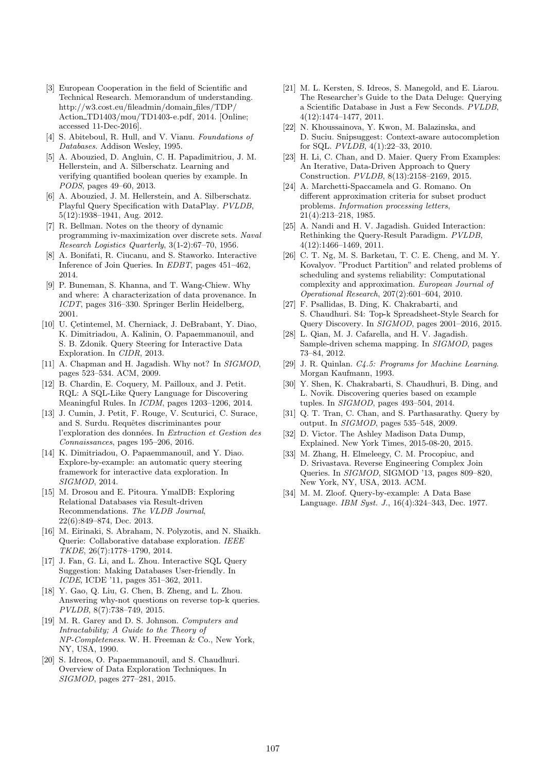[3] European Cooperation in the field of Scientific and Technical Research. Memorandum of understanding. http://w3.cost.eu/fileadmin/domain_files/TDP/Action_TD1403/mou/TD1403-e.pdf, 2014. [Online; accessed 11-Dec-2016].

[4] S. Abiteboul, R. Hull, and V. Vianu. *Foundations of Databases*. Addison Wesley, 1995.

[5] A. Abouzied, D. Angluin, C. H. Papadimitriou, J. M. Hellerstein, and A. Silberschatz. Learning and verifying quantified boolean queries by example. In *PODS*, pages 49–60, 2013.

[6] A. Abouzied, J. M. Hellerstein, and A. Silberschatz. Playful Query Specification with DataPlay. *PVLDB*, 5(12):1938–1941, Aug. 2012.

[7] R. Bellman. Notes on the theory of dynamic programming iv-maximization over discrete sets. *Naval Research Logistics Quarterly*, 3(1-2):67–70, 1956.

[8] A. Bonifati, R. Ciucanu, and S. Staworko. Interactive Inference of Join Queries. In *EDBT*, pages 451–462, 2014.

[9] P. Buneman, S. Khanna, and T. Wang-Chiew. Why and where: A characterization of data provenance. In *ICDT*, pages 316–330. Springer Berlin Heidelberg, 2001.

[10] U. Çetintemel, M. Cherniack, J. DeBrabant, Y. Diao, K. Dimitriadou, A. Kalinin, O. Papaemmanouil, and S. B. Zdonik. Query Steering for Interactive Data Exploration. In *CIDR*, 2013.

[11] A. Chapman and H. Jagadish. Why not? In *SIGMOD*, pages 523–534. ACM, 2009.

[12] B. Chardin, E. Coquery, M. Pailloux, and J. Petit. RQL: A SQL-Like Query Language for Discovering Meaningful Rules. In *ICDM*, pages 1203–1206, 2014.

[13] J. Cumin, J. Petit, F. Rouge, V. Scuturici, C. Surace, and S. Surdu. Requêtes discriminantes pour l'exploration des données. In *Extraction et Gestion des Connaissances*, pages 195–206, 2016.

[14] K. Dimitriadou, O. Papaemmanouil, and Y. Diao. Explore-by-example: an automatic query steering framework for interactive data exploration. In *SIGMOD*, 2014.

[15] M. Drosou and E. Pitoura. YmalDB: Exploring Relational Databases via Result-driven Recommendations. *The VLDB Journal*, 22(6):849–874, Dec. 2013.

[16] M. Eirinaki, S. Abraham, N. Polyzotis, and N. Shaikh. Querie: Collaborative database exploration. *IEEE TKDE*, 26(7):1778–1790, 2014.

[17] J. Fan, G. Li, and L. Zhou. Interactive SQL Query Suggestion: Making Databases User-friendly. In *ICDE*, ICDE '11, pages 351–362, 2011.

[18] Y. Gao, Q. Liu, G. Chen, B. Zheng, and L. Zhou. Answering why-not questions on reverse top-k queries. *PVLDB*, 8(7):738–749, 2015.

[19] M. R. Garey and D. S. Johnson. *Computers and Intractability; A Guide to the Theory of NP-Completeness*. W. H. Freeman & Co., New York, NY, USA, 1990.

[20] S. Idreos, O. Papaemmanouil, and S. Chaudhuri. Overview of Data Exploration Techniques. In *SIGMOD*, pages 277–281, 2015.

[21] M. L. Kersten, S. Idreos, S. Manegold, and E. Liarou. The Researcher's Guide to the Data Deluge: Querying a Scientific Database in Just a Few Seconds. *PVLDB*, 4(12):1474–1477, 2011.

[22] N. Khoussainova, Y. Kwon, M. Balazinska, and D. Suciu. Snipsuggest: Context-aware autocompletion for SQL. *PVLDB*, 4(1):22–33, 2010.

[23] H. Li, C. Chan, and D. Maier. Query From Examples: An Iterative, Data-Driven Approach to Query Construction. *PVLDB*, 8(13):2158–2169, 2015.

[24] A. Marchetti-Spaccamela and G. Romano. On different approximation criteria for subset product problems. *Information processing letters*, 21(4):213–218, 1985.

[25] A. Nandi and H. V. Jagadish. Guided Interaction: Rethinking the Query-Result Paradigm. *PVLDB*, 4(12):1466–1469, 2011.

[26] C. T. Ng, M. S. Barketau, T. C. E. Cheng, and M. Y. Kovalyov. "Product Partition" and related problems of scheduling and systems reliability: Computational complexity and approximation. *European Journal of Operational Research*, 207(2):601–604, 2010.

[27] F. Psallidas, B. Ding, K. Chakrabarti, and S. Chaudhuri. S4: Top-k Spreadsheet-Style Search for Query Discovery. In *SIGMOD*, pages 2001–2016, 2015.

[28] L. Qian, M. J. Cafarella, and H. V. Jagadish. Sample-driven schema mapping. In *SIGMOD*, pages 73–84, 2012.

[29] J. R. Quinlan. *C4.5: Programs for Machine Learning*. Morgan Kaufmann, 1993.

[30] Y. Shen, K. Chakrabarti, S. Chaudhuri, B. Ding, and L. Novik. Discovering queries based on example tuples. In *SIGMOD*, pages 493–504, 2014.

[31] Q. T. Tran, C. Chan, and S. Parthasarathy. Query by output. In *SIGMOD*, pages 535–548, 2009.

[32] D. Victor. The Ashley Madison Data Dump, Explained. New York Times, 2015-08-20, 2015.

[33] M. Zhang, H. Elmeleegy, C. M. Procopiuc, and D. Srivastava. Reverse Engineering Complex Join Queries. In *SIGMOD*, SIGMOD '13, pages 809–820, New York, NY, USA, 2013. ACM.

[34] M. M. Zloof. Query-by-example: A Data Base Language. *IBM Syst. J.*, 16(4):324–343, Dec. 1977.